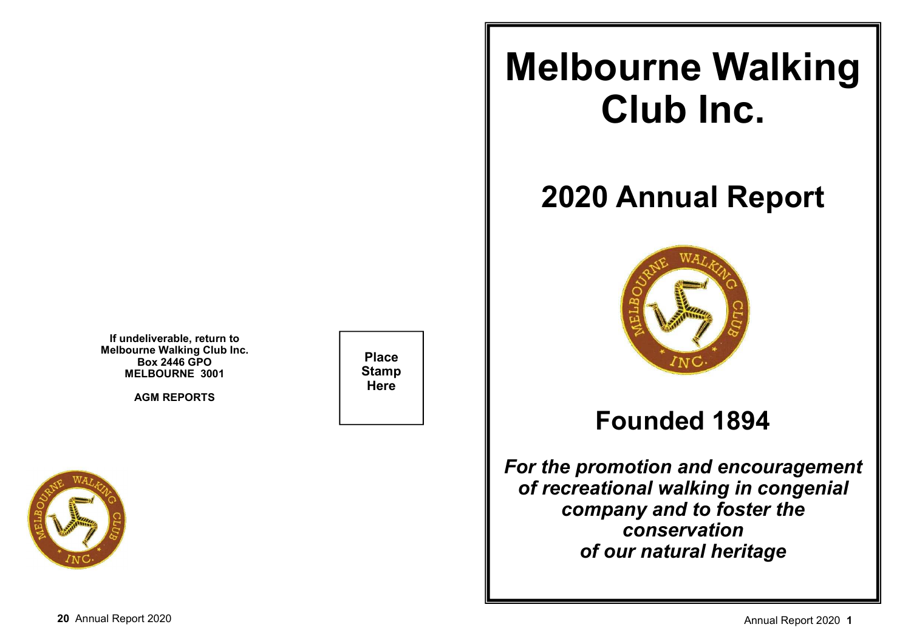If undeliverable, return to
Melbourne Walking Club Inc.
Box 2446 GPO
MELBOURNE 3001

**AGM REPORTS**

Place
Stamp
Here

# Melbourne Walking Club Inc.

## 2020 Annual Report

## Founded 1894

***For the promotion and encouragement of recreational walking in congenial company and to foster the conservation of our natural heritage***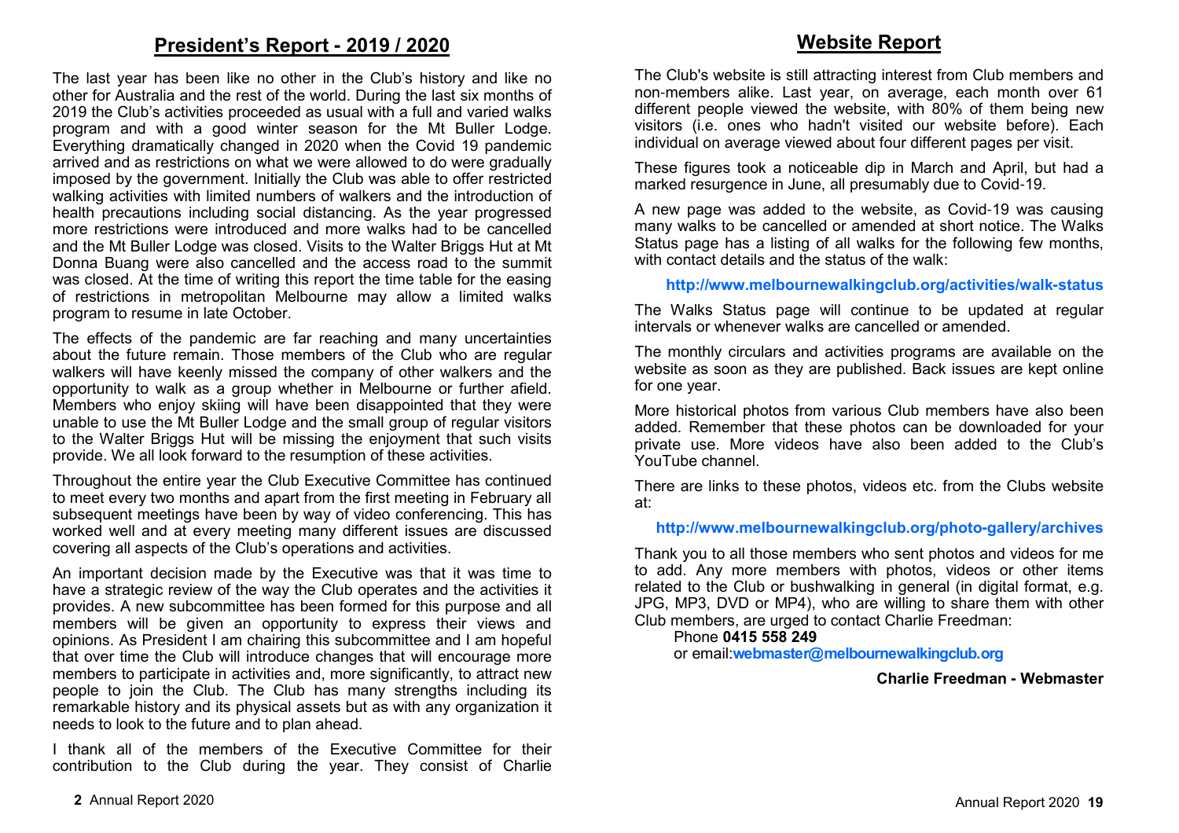## President's Report - 2019 / 2020

The last year has been like no other in the Club's history and like no other for Australia and the rest of the world. During the last six months of 2019 the Club's activities proceeded as usual with a full and varied walks program and with a good winter season for the Mt Buller Lodge. Everything dramatically changed in 2020 when the Covid 19 pandemic arrived and as restrictions on what we were allowed to do were gradually imposed by the government. Initially the Club was able to offer restricted walking activities with limited numbers of walkers and the introduction of health precautions including social distancing. As the year progressed more restrictions were introduced and more walks had to be cancelled and the Mt Buller Lodge was closed. Visits to the Walter Briggs Hut at Mt Donna Buang were also cancelled and the access road to the summit was closed. At the time of writing this report the time table for the easing of restrictions in metropolitan Melbourne may allow a limited walks program to resume in late October.

The effects of the pandemic are far reaching and many uncertainties about the future remain. Those members of the Club who are regular walkers will have keenly missed the company of other walkers and the opportunity to walk as a group whether in Melbourne or further afield. Members who enjoy skiing will have been disappointed that they were unable to use the Mt Buller Lodge and the small group of regular visitors to the Walter Briggs Hut will be missing the enjoyment that such visits provide. We all look forward to the resumption of these activities.

Throughout the entire year the Club Executive Committee has continued to meet every two months and apart from the first meeting in February all subsequent meetings have been by way of video conferencing. This has worked well and at every meeting many different issues are discussed covering all aspects of the Club's operations and activities.

An important decision made by the Executive was that it was time to have a strategic review of the way the Club operates and the activities it provides. A new subcommittee has been formed for this purpose and all members will be given an opportunity to express their views and opinions. As President I am chairing this subcommittee and I am hopeful that over time the Club will introduce changes that will encourage more members to participate in activities and, more significantly, to attract new people to join the Club. The Club has many strengths including its remarkable history and its physical assets but as with any organization it needs to look to the future and to plan ahead.

I thank all of the members of the Executive Committee for their contribution to the Club during the year. They consist of Charlie

## Website Report

The Club's website is still attracting interest from Club members and non-members alike. Last year, on average, each month over 61 different people viewed the website, with 80% of them being new visitors (i.e. ones who hadn't visited our website before). Each individual on average viewed about four different pages per visit.

These figures took a noticeable dip in March and April, but had a marked resurgence in June, all presumably due to Covid-19.

A new page was added to the website, as Covid-19 was causing many walks to be cancelled or amended at short notice. The Walks Status page has a listing of all walks for the following few months, with contact details and the status of the walk:

**http://www.melbournewalkingclub.org/activities/walk-status**

The Walks Status page will continue to be updated at regular intervals or whenever walks are cancelled or amended.

The monthly circulars and activities programs are available on the website as soon as they are published. Back issues are kept online for one year.

More historical photos from various Club members have also been added. Remember that these photos can be downloaded for your private use. More videos have also been added to the Club's YouTube channel.

There are links to these photos, videos etc. from the Clubs website at:

**http://www.melbournewalkingclub.org/photo-gallery/archives**

Thank you to all those members who sent photos and videos for me to add. Any more members with photos, videos or other items related to the Club or bushwalking in general (in digital format, e.g. JPG, MP3, DVD or MP4), who are willing to share them with other Club members, are urged to contact Charlie Freedman:

Phone **0415 558 249**
or email:**webmaster@melbournewalkingclub.org**

**Charlie Freedman - Webmaster**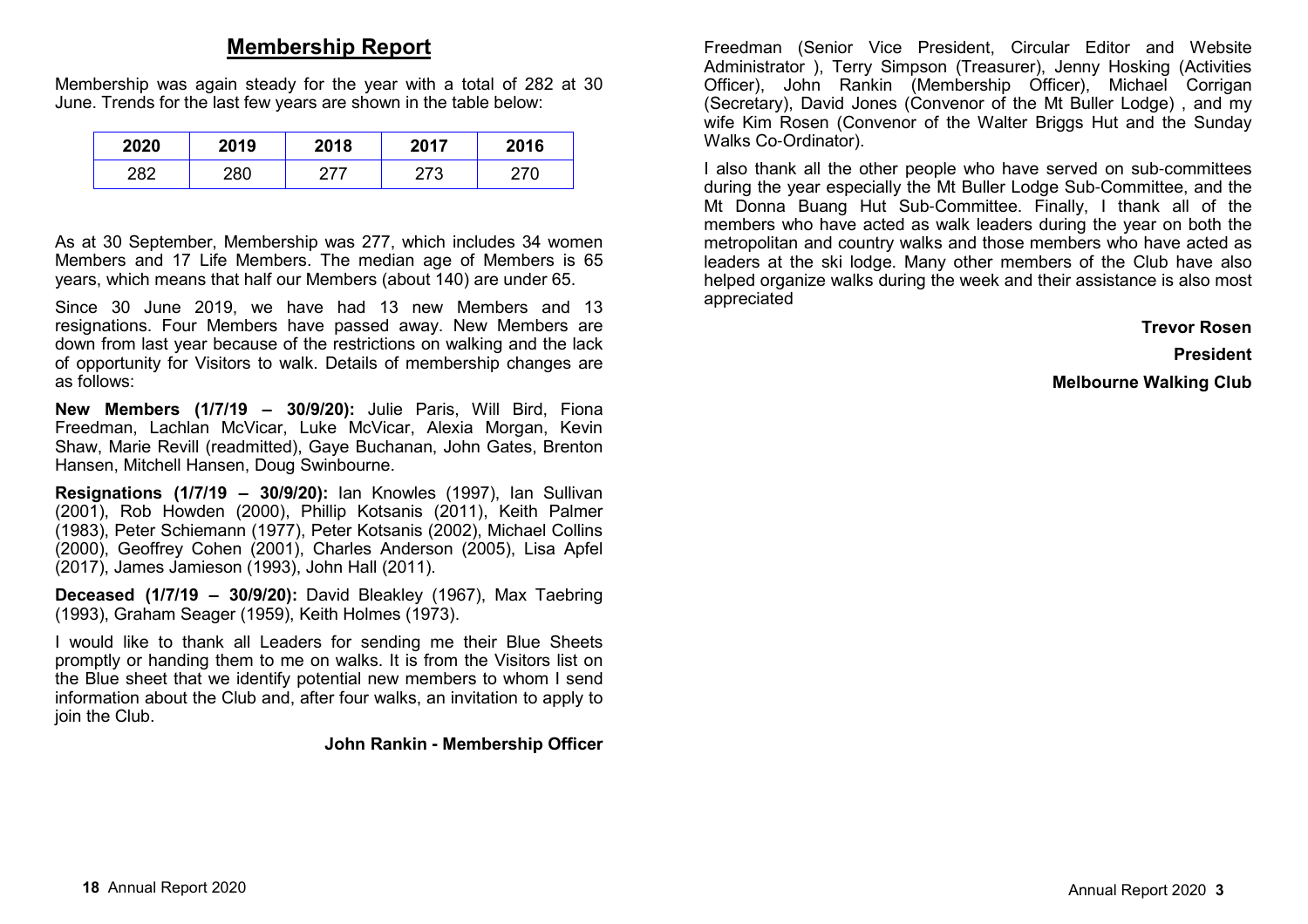## Membership Report

Membership was again steady for the year with a total of 282 at 30 June. Trends for the last few years are shown in the table below:

| 2020 | 2019 | 2018 | 2017 | 2016 |
|---|---|---|---|---|
| 282 | 280 | 277 | 273 | 270 |

As at 30 September, Membership was 277, which includes 34 women Members and 17 Life Members. The median age of Members is 65 years, which means that half our Members (about 140) are under 65.

Since 30 June 2019, we have had 13 new Members and 13 resignations. Four Members have passed away. New Members are down from last year because of the restrictions on walking and the lack of opportunity for Visitors to walk. Details of membership changes are as follows:

**New Members (1/7/19 – 30/9/20):** Julie Paris, Will Bird, Fiona Freedman, Lachlan McVicar, Luke McVicar, Alexia Morgan, Kevin Shaw, Marie Revill (readmitted), Gaye Buchanan, John Gates, Brenton Hansen, Mitchell Hansen, Doug Swinbourne.

**Resignations (1/7/19 – 30/9/20):** Ian Knowles (1997), Ian Sullivan (2001), Rob Howden (2000), Phillip Kotsanis (2011), Keith Palmer (1983), Peter Schiemann (1977), Peter Kotsanis (2002), Michael Collins (2000), Geoffrey Cohen (2001), Charles Anderson (2005), Lisa Apfel (2017), James Jamieson (1993), John Hall (2011).

**Deceased (1/7/19 – 30/9/20):** David Bleakley (1967), Max Taebring (1993), Graham Seager (1959), Keith Holmes (1973).

I would like to thank all Leaders for sending me their Blue Sheets promptly or handing them to me on walks. It is from the Visitors list on the Blue sheet that we identify potential new members to whom I send information about the Club and, after four walks, an invitation to apply to join the Club.

**John Rankin - Membership Officer**

Freedman (Senior Vice President, Circular Editor and Website Administrator ), Terry Simpson (Treasurer), Jenny Hosking (Activities Officer), John Rankin (Membership Officer), Michael Corrigan (Secretary), David Jones (Convenor of the Mt Buller Lodge) , and my wife Kim Rosen (Convenor of the Walter Briggs Hut and the Sunday Walks Co-Ordinator).

I also thank all the other people who have served on sub-committees during the year especially the Mt Buller Lodge Sub-Committee, and the Mt Donna Buang Hut Sub-Committee. Finally, I thank all of the members who have acted as walk leaders during the year on both the metropolitan and country walks and those members who have acted as leaders at the ski lodge. Many other members of the Club have also helped organize walks during the week and their assistance is also most appreciated

**Trevor Rosen**

**President**

**Melbourne Walking Club**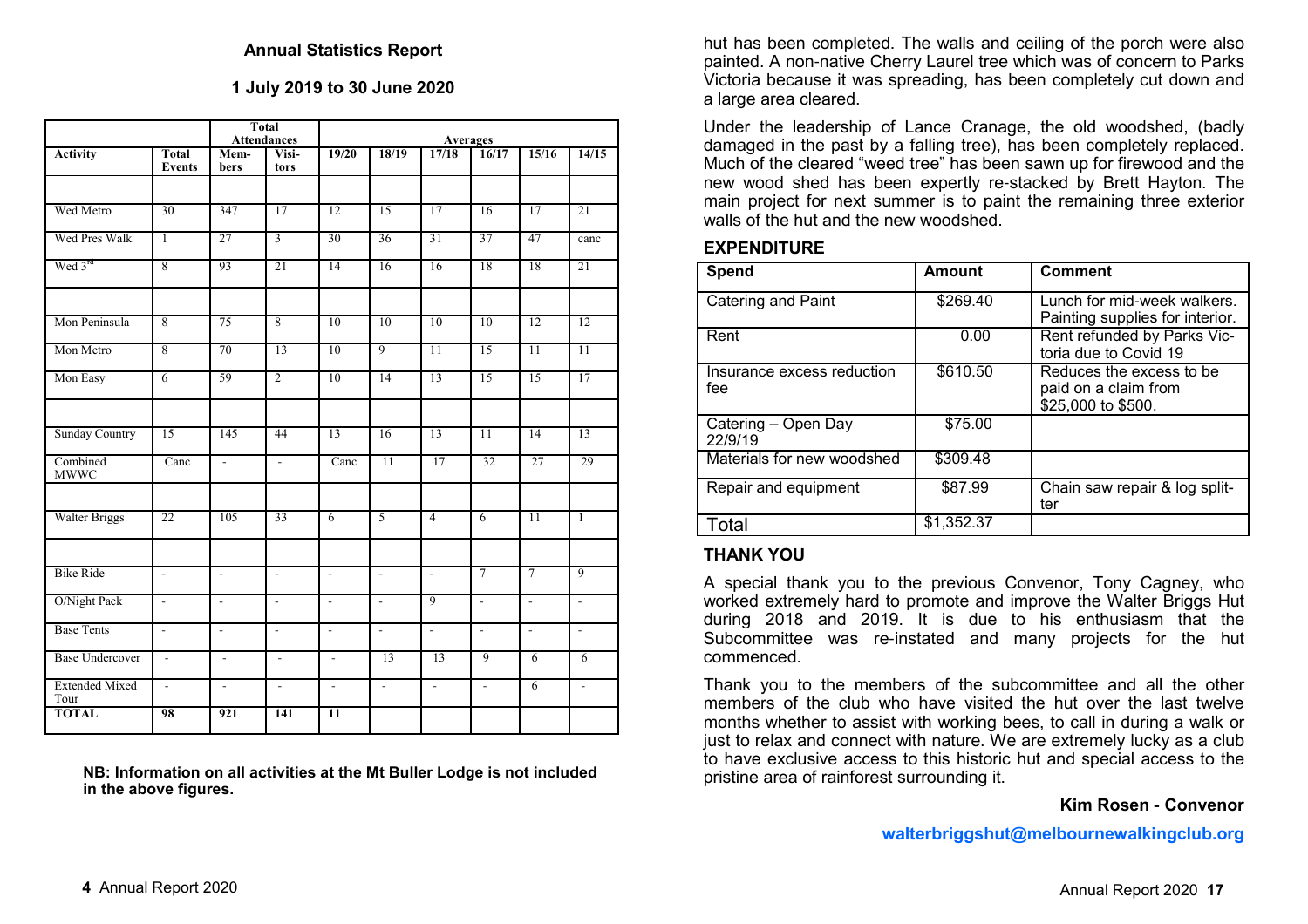## Annual Statistics Report

### 1 July 2019 to 30 June 2020

| Activity | Total Events | Total Attendances | | Averages | | | | | |
|---|---|---|---|---|---|---|---|---|---|
| | | Mem-bers | Visi-tors | 19/20 | 18/19 | 17/18 | 16/17 | 15/16 | 14/15 |
| | | | | | | | | | |
| Wed Metro | 30 | 347 | 17 | 12 | 15 | 17 | 16 | 17 | 21 |
| Wed Pres Walk | 1 | 27 | 3 | 30 | 36 | 31 | 37 | 47 | canc |
| Wed 3rd | 8 | 93 | 21 | 14 | 16 | 16 | 18 | 18 | 21 |
| | | | | | | | | | |
| Mon Peninsula | 8 | 75 | 8 | 10 | 10 | 10 | 10 | 12 | 12 |
| Mon Metro | 8 | 70 | 13 | 10 | 9 | 11 | 15 | 11 | 11 |
| Mon Easy | 6 | 59 | 2 | 10 | 14 | 13 | 15 | 15 | 17 |
| | | | | | | | | | |
| Sunday Country | 15 | 145 | 44 | 13 | 16 | 13 | 11 | 14 | 13 |
| Combined MWWC | Canc | - | - | Canc | 11 | 17 | 32 | 27 | 29 |
| | | | | | | | | | |
| Walter Briggs | 22 | 105 | 33 | 6 | 5 | 4 | 6 | 11 | 1 |
| | | | | | | | | | |
| Bike Ride | - | - | - | - | - | - | 7 | 7 | 9 |
| O/Night Pack | - | - | - | - | - | 9 | - | - | - |
| Base Tents | - | - | - | - | - | - | - | - | - |
| Base Undercover | - | - | - | - | 13 | 13 | 9 | 6 | 6 |
| Extended Mixed Tour | - | - | - | - | - | - | - | 6 | - |
| **TOTAL** | **98** | **921** | **141** | **11** | | | | | |

**NB: Information on all activities at the Mt Buller Lodge is not included in the above figures.**

hut has been completed. The walls and ceiling of the porch were also painted. A non-native Cherry Laurel tree which was of concern to Parks Victoria because it was spreading, has been completely cut down and a large area cleared.

Under the leadership of Lance Cranage, the old woodshed, (badly damaged in the past by a falling tree), has been completely replaced. Much of the cleared "weed tree" has been sawn up for firewood and the new wood shed has been expertly re-stacked by Brett Hayton. The main project for next summer is to paint the remaining three exterior walls of the hut and the new woodshed.

### EXPENDITURE

| Spend | Amount | Comment |
|---|---|---|
| Catering and Paint | $269.40 | Lunch for mid-week walkers. Painting supplies for interior. |
| Rent | 0.00 | Rent refunded by Parks Victoria due to Covid 19 |
| Insurance excess reduction fee | $610.50 | Reduces the excess to be paid on a claim from $25,000 to $500. |
| Catering – Open Day 22/9/19 | $75.00 | |
| Materials for new woodshed | $309.48 | |
| Repair and equipment | $87.99 | Chain saw repair & log splitter |
| Total | $1,352.37 | |

### THANK YOU

A special thank you to the previous Convenor, Tony Cagney, who worked extremely hard to promote and improve the Walter Briggs Hut during 2018 and 2019. It is due to his enthusiasm that the Subcommittee was re-instated and many projects for the hut commenced.

Thank you to the members of the subcommittee and all the other members of the club who have visited the hut over the last twelve months whether to assist with working bees, to call in during a walk or just to relax and connect with nature. We are extremely lucky as a club to have exclusive access to this historic hut and special access to the pristine area of rainforest surrounding it.

**Kim Rosen - Convenor**

**walterbriggshut@melbournewalkingclub.org**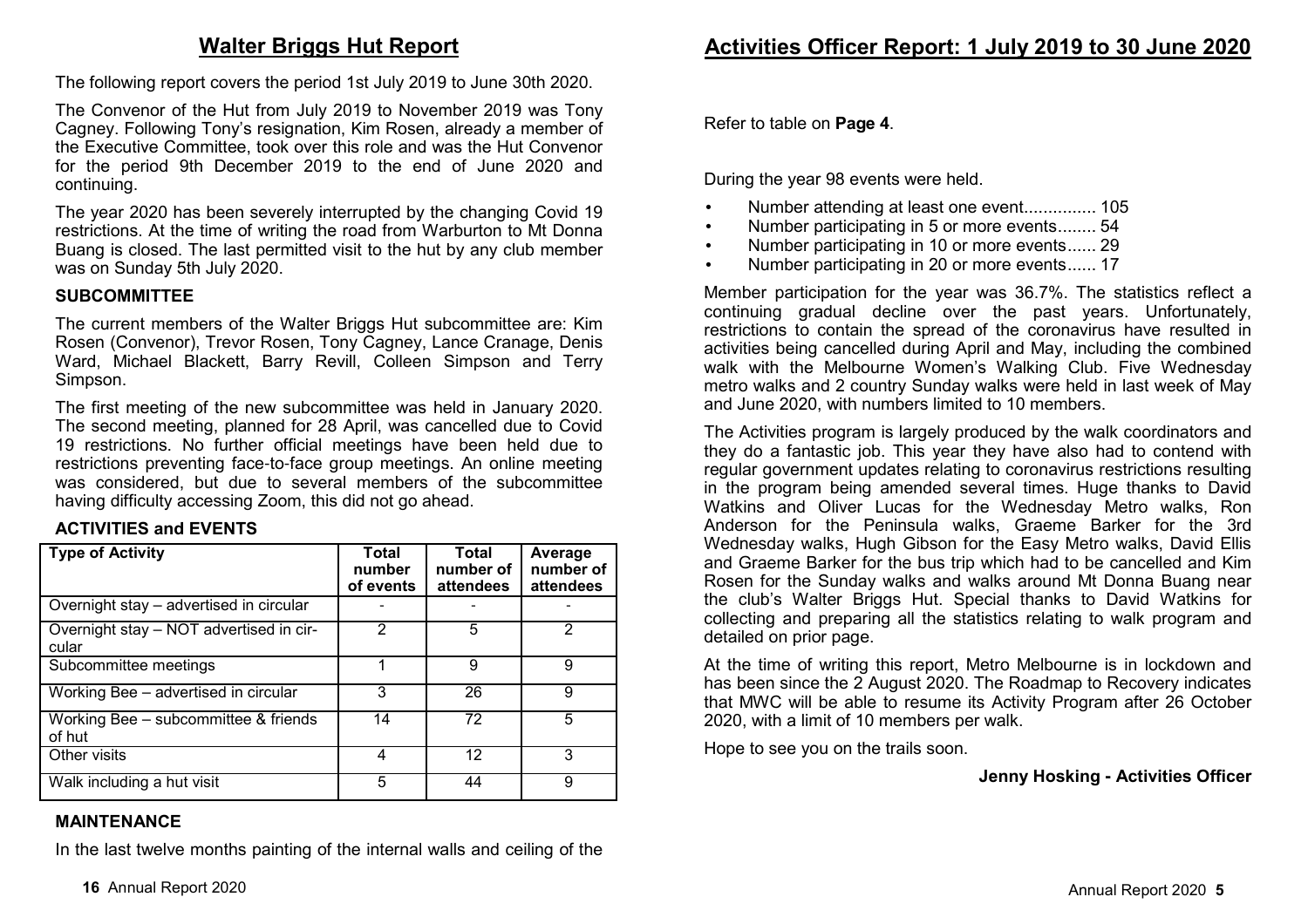## Walter Briggs Hut Report

The following report covers the period 1st July 2019 to June 30th 2020.

The Convenor of the Hut from July 2019 to November 2019 was Tony Cagney. Following Tony's resignation, Kim Rosen, already a member of the Executive Committee, took over this role and was the Hut Convenor for the period 9th December 2019 to the end of June 2020 and continuing.

The year 2020 has been severely interrupted by the changing Covid 19 restrictions. At the time of writing the road from Warburton to Mt Donna Buang is closed. The last permitted visit to the hut by any club member was on Sunday 5th July 2020.

### SUBCOMMITTEE

The current members of the Walter Briggs Hut subcommittee are: Kim Rosen (Convenor), Trevor Rosen, Tony Cagney, Lance Cranage, Denis Ward, Michael Blackett, Barry Revill, Colleen Simpson and Terry Simpson.

The first meeting of the new subcommittee was held in January 2020. The second meeting, planned for 28 April, was cancelled due to Covid 19 restrictions. No further official meetings have been held due to restrictions preventing face-to-face group meetings. An online meeting was considered, but due to several members of the subcommittee having difficulty accessing Zoom, this did not go ahead.

### ACTIVITIES and EVENTS

| Type of Activity | Total number of events | Total number of attendees | Average number of attendees |
|---|---|---|---|
| Overnight stay – advertised in circular | - | - | - |
| Overnight stay – NOT advertised in circular | 2 | 5 | 2 |
| Subcommittee meetings | 1 | 9 | 9 |
| Working Bee – advertised in circular | 3 | 26 | 9 |
| Working Bee – subcommittee & friends of hut | 14 | 72 | 5 |
| Other visits | 4 | 12 | 3 |
| Walk including a hut visit | 5 | 44 | 9 |

### MAINTENANCE

In the last twelve months painting of the internal walls and ceiling of the

## Activities Officer Report: 1 July 2019 to 30 June 2020

Refer to table on **Page 4**.

During the year 98 events were held.

- Number attending at least one event............... 105
- Number participating in 5 or more events........ 54
- Number participating in 10 or more events...... 29
- Number participating in 20 or more events...... 17

Member participation for the year was 36.7%. The statistics reflect a continuing gradual decline over the past years. Unfortunately, restrictions to contain the spread of the coronavirus have resulted in activities being cancelled during April and May, including the combined walk with the Melbourne Women's Walking Club. Five Wednesday metro walks and 2 country Sunday walks were held in last week of May and June 2020, with numbers limited to 10 members.

The Activities program is largely produced by the walk coordinators and they do a fantastic job. This year they have also had to contend with regular government updates relating to coronavirus restrictions resulting in the program being amended several times. Huge thanks to David Watkins and Oliver Lucas for the Wednesday Metro walks, Ron Anderson for the Peninsula walks, Graeme Barker for the 3rd Wednesday walks, Hugh Gibson for the Easy Metro walks, David Ellis and Graeme Barker for the bus trip which had to be cancelled and Kim Rosen for the Sunday walks and walks around Mt Donna Buang near the club's Walter Briggs Hut. Special thanks to David Watkins for collecting and preparing all the statistics relating to walk program and detailed on prior page.

At the time of writing this report, Metro Melbourne is in lockdown and has been since the 2 August 2020. The Roadmap to Recovery indicates that MWC will be able to resume its Activity Program after 26 October 2020, with a limit of 10 members per walk.

Hope to see you on the trails soon.

**Jenny Hosking - Activities Officer**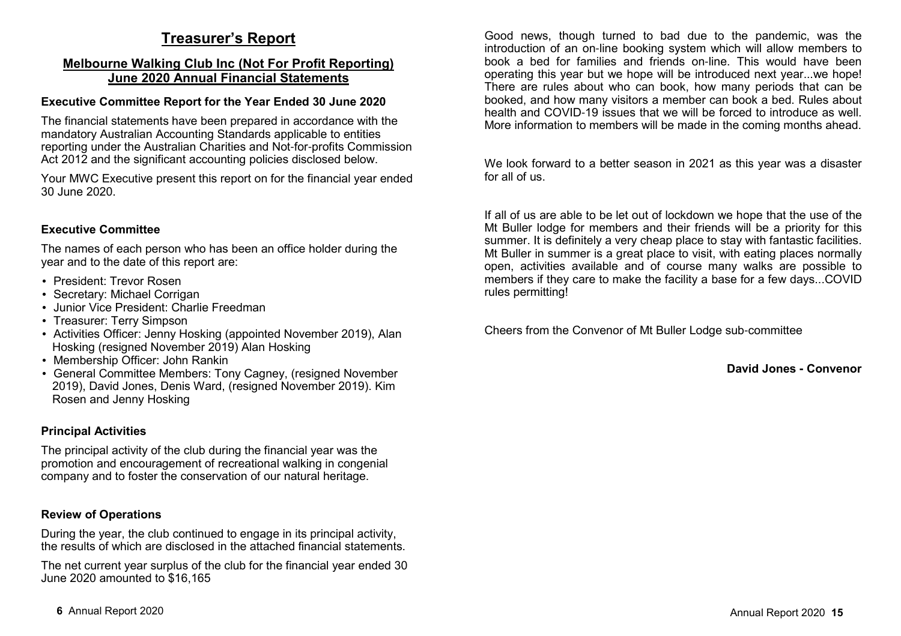# Treasurer's Report

## Melbourne Walking Club Inc (Not For Profit Reporting) June 2020 Annual Financial Statements

### Executive Committee Report for the Year Ended 30 June 2020

The financial statements have been prepared in accordance with the mandatory Australian Accounting Standards applicable to entities reporting under the Australian Charities and Not-for-profits Commission Act 2012 and the significant accounting policies disclosed below.

Your MWC Executive present this report on for the financial year ended 30 June 2020.

### Executive Committee

The names of each person who has been an office holder during the year and to the date of this report are:

- President: Trevor Rosen
- Secretary: Michael Corrigan
- Junior Vice President: Charlie Freedman
- Treasurer: Terry Simpson
- Activities Officer: Jenny Hosking (appointed November 2019), Alan Hosking (resigned November 2019) Alan Hosking
- Membership Officer: John Rankin
- General Committee Members: Tony Cagney, (resigned November 2019), David Jones, Denis Ward, (resigned November 2019). Kim Rosen and Jenny Hosking

### Principal Activities

The principal activity of the club during the financial year was the promotion and encouragement of recreational walking in congenial company and to foster the conservation of our natural heritage.

### Review of Operations

During the year, the club continued to engage in its principal activity, the results of which are disclosed in the attached financial statements.

The net current year surplus of the club for the financial year ended 30 June 2020 amounted to $16,165

Good news, though turned to bad due to the pandemic, was the introduction of an on-line booking system which will allow members to book a bed for families and friends on-line. This would have been operating this year but we hope will be introduced next year...we hope! There are rules about who can book, how many periods that can be booked, and how many visitors a member can book a bed. Rules about health and COVID-19 issues that we will be forced to introduce as well. More information to members will be made in the coming months ahead.

We look forward to a better season in 2021 as this year was a disaster for all of us.

If all of us are able to be let out of lockdown we hope that the use of the Mt Buller lodge for members and their friends will be a priority for this summer. It is definitely a very cheap place to stay with fantastic facilities. Mt Buller in summer is a great place to visit, with eating places normally open, activities available and of course many walks are possible to members if they care to make the facility a base for a few days...COVID rules permitting!

Cheers from the Convenor of Mt Buller Lodge sub-committee

**David Jones - Convenor**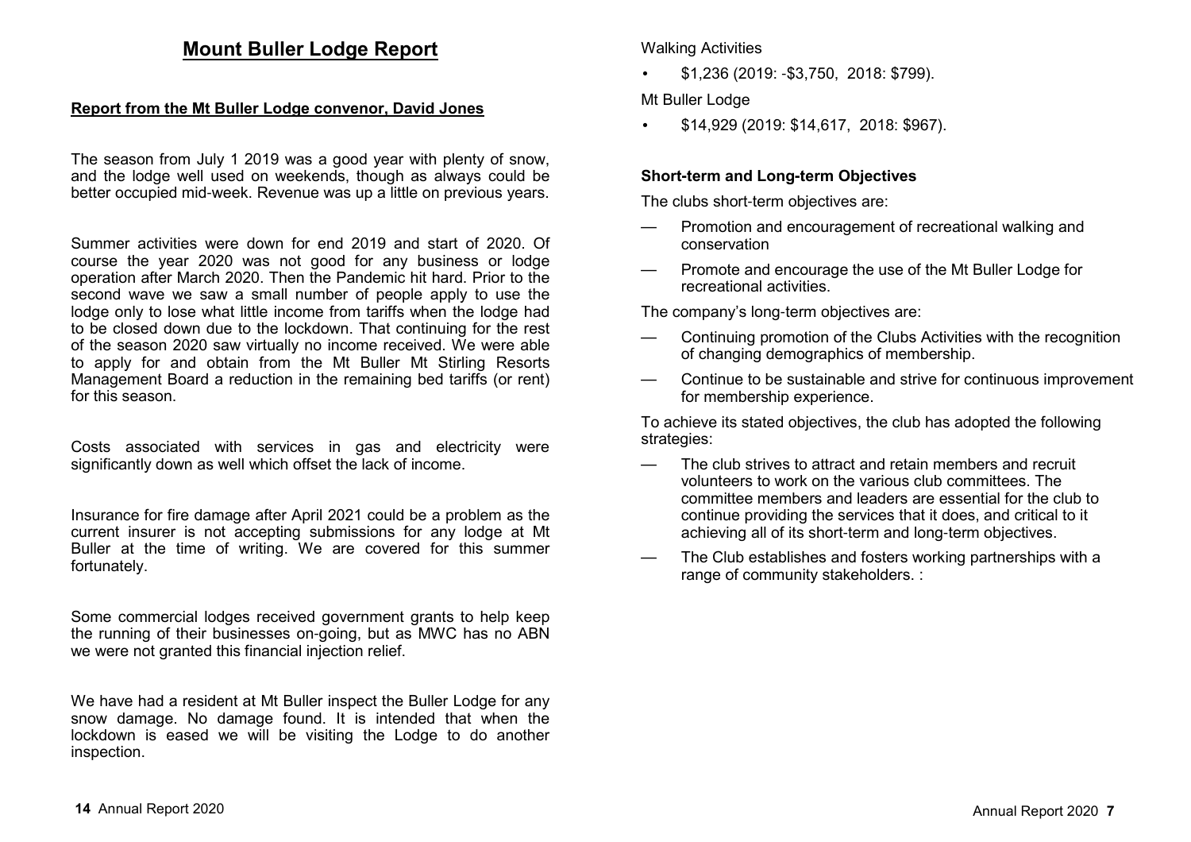# Mount Buller Lodge Report

**Report from the Mt Buller Lodge convenor, David Jones**

The season from July 1 2019 was a good year with plenty of snow, and the lodge well used on weekends, though as always could be better occupied mid-week. Revenue was up a little on previous years.

Summer activities were down for end 2019 and start of 2020. Of course the year 2020 was not good for any business or lodge operation after March 2020. Then the Pandemic hit hard. Prior to the second wave we saw a small number of people apply to use the lodge only to lose what little income from tariffs when the lodge had to be closed down due to the lockdown. That continuing for the rest of the season 2020 saw virtually no income received. We were able to apply for and obtain from the Mt Buller Mt Stirling Resorts Management Board a reduction in the remaining bed tariffs (or rent) for this season.

Costs associated with services in gas and electricity were significantly down as well which offset the lack of income.

Insurance for fire damage after April 2021 could be a problem as the current insurer is not accepting submissions for any lodge at Mt Buller at the time of writing. We are covered for this summer fortunately.

Some commercial lodges received government grants to help keep the running of their businesses on-going, but as MWC has no ABN we were not granted this financial injection relief.

We have had a resident at Mt Buller inspect the Buller Lodge for any snow damage. No damage found. It is intended that when the lockdown is eased we will be visiting the Lodge to do another inspection.

Walking Activities

- $1,236 (2019: -$3,750, 2018: $799).

Mt Buller Lodge

- $14,929 (2019: $14,617, 2018: $967).

**Short-term and Long-term Objectives**

The clubs short-term objectives are:

- Promotion and encouragement of recreational walking and conservation
- Promote and encourage the use of the Mt Buller Lodge for recreational activities.

The company's long-term objectives are:

- Continuing promotion of the Clubs Activities with the recognition of changing demographics of membership.
- Continue to be sustainable and strive for continuous improvement for membership experience.

To achieve its stated objectives, the club has adopted the following strategies:

- The club strives to attract and retain members and recruit volunteers to work on the various club committees. The committee members and leaders are essential for the club to continue providing the services that it does, and critical to it achieving all of its short-term and long-term objectives.
- The Club establishes and fosters working partnerships with a range of community stakeholders. :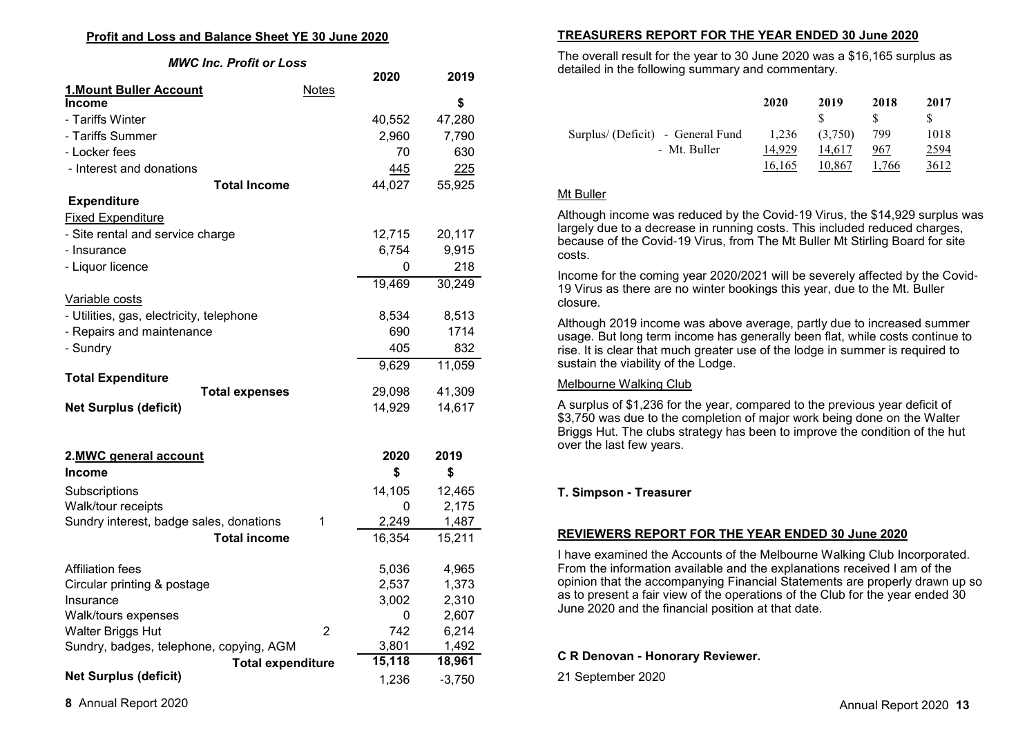## Profit and Loss and Balance Sheet YE 30 June 2020

### *MWC Inc. Profit or Loss*

| **1.Mount Buller Account** | Notes | 2020 | 2019 |
|---|---|---|---|
| **Income** | | | **$** |
| - Tariffs Winter | | 40,552 | 47,280 |
| - Tariffs Summer | | 2,960 | 7,790 |
| - Locker fees | | 70 | 630 |
| - Interest and donations | | 445 | 225 |
| **Total Income** | | 44,027 | 55,925 |
| **Expenditure** | | | |
| Fixed Expenditure | | | |
| - Site rental and service charge | | 12,715 | 20,117 |
| - Insurance | | 6,754 | 9,915 |
| - Liquor licence | | 0 | 218 |
| | | 19,469 | 30,249 |
| Variable costs | | | |
| - Utilities, gas, electricity, telephone | | 8,534 | 8,513 |
| - Repairs and maintenance | | 690 | 1714 |
| - Sundry | | 405 | 832 |
| | | 9,629 | 11,059 |
| **Total Expenditure** | | | |
| **Total expenses** | | 29,098 | 41,309 |
| **Net Surplus (deficit)** | | 14,929 | 14,617 |

| **2.MWC general account** | | **2020** | **2019** |
|---|---|---|---|
| **Income** | | **$** | **$** |
| Subscriptions | | 14,105 | 12,465 |
| Walk/tour receipts | | 0 | 2,175 |
| Sundry interest, badge sales, donations | 1 | 2,249 | 1,487 |
| **Total income** | | 16,354 | 15,211 |
| Affiliation fees | | 5,036 | 4,965 |
| Circular printing & postage | | 2,537 | 1,373 |
| Insurance | | 3,002 | 2,310 |
| Walk/tours expenses | | 0 | 2,607 |
| Walter Briggs Hut | 2 | 742 | 6,214 |
| Sundry, badges, telephone, copying, AGM | | 3,801 | 1,492 |
| **Total expenditure** | | **15,118** | **18,961** |
| **Net Surplus (deficit)** | | 1,236 | -3,750 |

## TREASURERS REPORT FOR THE YEAR ENDED 30 June 2020

The overall result for the year to 30 June 2020 was a $16,165 surplus as detailed in the following summary and commentary.

| | 2020 | 2019 | 2018 | 2017 |
|---|---|---|---|---|
| | | $ | $ | $ |
| Surplus/ (Deficit) - General Fund | 1,236 | (3,750) | 799 | 1018 |
| - Mt. Buller | 14,929 | 14,617 | 967 | 2594 |
| | 16,165 | 10,867 | 1,766 | 3612 |

### Mt Buller

Although income was reduced by the Covid-19 Virus, the $14,929 surplus was largely due to a decrease in running costs. This included reduced charges, because of the Covid-19 Virus, from The Mt Buller Mt Stirling Board for site costs.

Income for the coming year 2020/2021 will be severely affected by the Covid-19 Virus as there are no winter bookings this year, due to the Mt. Buller closure.

Although 2019 income was above average, partly due to increased summer usage. But long term income has generally been flat, while costs continue to rise. It is clear that much greater use of the lodge in summer is required to sustain the viability of the Lodge.

### Melbourne Walking Club

A surplus of $1,236 for the year, compared to the previous year deficit of $3,750 was due to the completion of major work being done on the Walter Briggs Hut. The clubs strategy has been to improve the condition of the hut over the last few years.

**T. Simpson - Treasurer**

## REVIEWERS REPORT FOR THE YEAR ENDED 30 June 2020

I have examined the Accounts of the Melbourne Walking Club Incorporated. From the information available and the explanations received I am of the opinion that the accompanying Financial Statements are properly drawn up so as to present a fair view of the operations of the Club for the year ended 30 June 2020 and the financial position at that date.

**C R Denovan - Honorary Reviewer.**

21 September 2020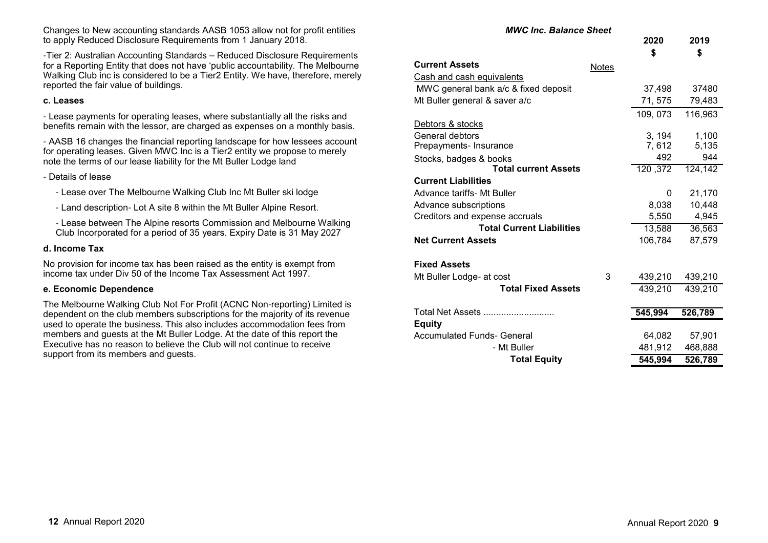Changes to New accounting standards AASB 1053 allow not for profit entities to apply Reduced Disclosure Requirements from 1 January 2018.

-Tier 2: Australian Accounting Standards – Reduced Disclosure Requirements for a Reporting Entity that does not have 'public accountability. The Melbourne Walking Club inc is considered to be a Tier2 Entity. We have, therefore, merely reported the fair value of buildings.

**c. Leases**

- Lease payments for operating leases, where substantially all the risks and benefits remain with the lessor, are charged as expenses on a monthly basis.

- AASB 16 changes the financial reporting landscape for how lessees account for operating leases. Given MWC Inc is a Tier2 entity we propose to merely note the terms of our lease liability for the Mt Buller Lodge land

- Details of lease
  - Lease over The Melbourne Walking Club Inc Mt Buller ski lodge
  - Land description- Lot A site 8 within the Mt Buller Alpine Resort.
  - Lease between The Alpine resorts Commission and Melbourne Walking Club Incorporated for a period of 35 years. Expiry Date is 31 May 2027

**d. Income Tax**

No provision for income tax has been raised as the entity is exempt from income tax under Div 50 of the Income Tax Assessment Act 1997.

**e. Economic Dependence**

The Melbourne Walking Club Not For Profit (ACNC Non-reporting) Limited is dependent on the club members subscriptions for the majority of its revenue used to operate the business. This also includes accommodation fees from members and guests at the Mt Buller Lodge. At the date of this report the Executive has no reason to believe the Club will not continue to receive support from its members and guests.

***MWC Inc. Balance Sheet***

| | Notes | 2020 $ | 2019 $ |
|---|---|---|---|
| **Current Assets** | | | |
| Cash and cash equivalents | | | |
| MWC general bank a/c & fixed deposit | | 37,498 | 37480 |
| Mt Buller general & saver a/c | | 71, 575 | 79,483 |
| | | 109, 073 | 116,963 |
| Debtors & stocks | | | |
| General debtors | | 3, 194 | 1,100 |
| Prepayments- Insurance | | 7, 612 | 5,135 |
| Stocks, badges & books | | 492 | 944 |
| **Total current Assets** | | 120 ,372 | 124,142 |
| **Current Liabilities** | | | |
| Advance tariffs- Mt Buller | | 0 | 21,170 |
| Advance subscriptions | | 8,038 | 10,448 |
| Creditors and expense accruals | | 5,550 | 4,945 |
| **Total Current Liabilities** | | 13,588 | 36,563 |
| **Net Current Assets** | | 106,784 | 87,579 |
| **Fixed Assets** | | | |
| Mt Buller Lodge- at cost | 3 | 439,210 | 439,210 |
| **Total Fixed Assets** | | 439,210 | 439,210 |
| Total Net Assets ............................ | | **545,994** | **526,789** |
| **Equity** | | | |
| Accumulated Funds- General | | 64,082 | 57,901 |
| - Mt Buller | | 481,912 | 468,888 |
| **Total Equity** | | **545,994** | **526,789** |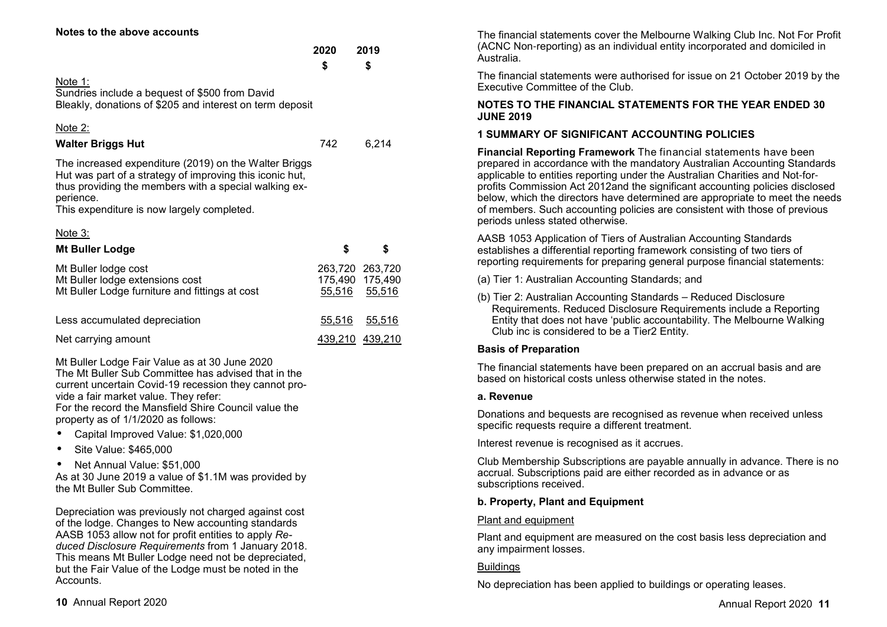**Notes to the above accounts**

| | 2020 | 2019 |
|---|---|---|
| | $ | $ |

Note 1:
Sundries include a bequest of $500 from David Bleakly, donations of $205 and interest on term deposit

Note 2:

| | | |
|---|---|---|
| **Walter Briggs Hut** | 742 | 6,214 |

The increased expenditure (2019) on the Walter Briggs Hut was part of a strategy of improving this iconic hut, thus providing the members with a special walking experience.
This expenditure is now largely completed.

Note 3:

| **Mt Buller Lodge** | $ | $ |
|---|---|---|
| Mt Buller lodge cost | 263,720 | 263,720 |
| Mt Buller lodge extensions cost | 175,490 | 175,490 |
| Mt Buller Lodge furniture and fittings at cost | 55,516 | 55,516 |
| Less accumulated depreciation | 55,516 | 55,516 |
| Net carrying amount | 439,210 | 439,210 |

Mt Buller Lodge Fair Value as at 30 June 2020
The Mt Buller Sub Committee has advised that in the current uncertain Covid-19 recession they cannot provide a fair market value. They refer:
For the record the Mansfield Shire Council value the property as of 1/1/2020 as follows:

- Capital Improved Value: $1,020,000
- Site Value: $465,000
- Net Annual Value: $51,000

As at 30 June 2019 a value of $1.1M was provided by the Mt Buller Sub Committee.

Depreciation was previously not charged against cost of the lodge. Changes to New accounting standards AASB 1053 allow not for profit entities to apply *Reduced Disclosure Requirements* from 1 January 2018. This means Mt Buller Lodge need not be depreciated, but the Fair Value of the Lodge must be noted in the Accounts.

The financial statements cover the Melbourne Walking Club Inc. Not For Profit (ACNC Non-reporting) as an individual entity incorporated and domiciled in Australia.

The financial statements were authorised for issue on 21 October 2019 by the Executive Committee of the Club.

**NOTES TO THE FINANCIAL STATEMENTS FOR THE YEAR ENDED 30 JUNE 2019**

**1 SUMMARY OF SIGNIFICANT ACCOUNTING POLICIES**

**Financial Reporting Framework** The financial statements have been prepared in accordance with the mandatory Australian Accounting Standards applicable to entities reporting under the Australian Charities and Not-for-profits Commission Act 2012and the significant accounting policies disclosed below, which the directors have determined are appropriate to meet the needs of members. Such accounting policies are consistent with those of previous periods unless stated otherwise.

AASB 1053 Application of Tiers of Australian Accounting Standards establishes a differential reporting framework consisting of two tiers of reporting requirements for preparing general purpose financial statements:

(a) Tier 1: Australian Accounting Standards; and

(b) Tier 2: Australian Accounting Standards – Reduced Disclosure Requirements. Reduced Disclosure Requirements include a Reporting Entity that does not have 'public accountability. The Melbourne Walking Club inc is considered to be a Tier2 Entity.

**Basis of Preparation**

The financial statements have been prepared on an accrual basis and are based on historical costs unless otherwise stated in the notes.

**a. Revenue**

Donations and bequests are recognised as revenue when received unless specific requests require a different treatment.

Interest revenue is recognised as it accrues.

Club Membership Subscriptions are payable annually in advance. There is no accrual. Subscriptions paid are either recorded as in advance or as subscriptions received.

**b. Property, Plant and Equipment**

Plant and equipment

Plant and equipment are measured on the cost basis less depreciation and any impairment losses.

Buildings

No depreciation has been applied to buildings or operating leases.